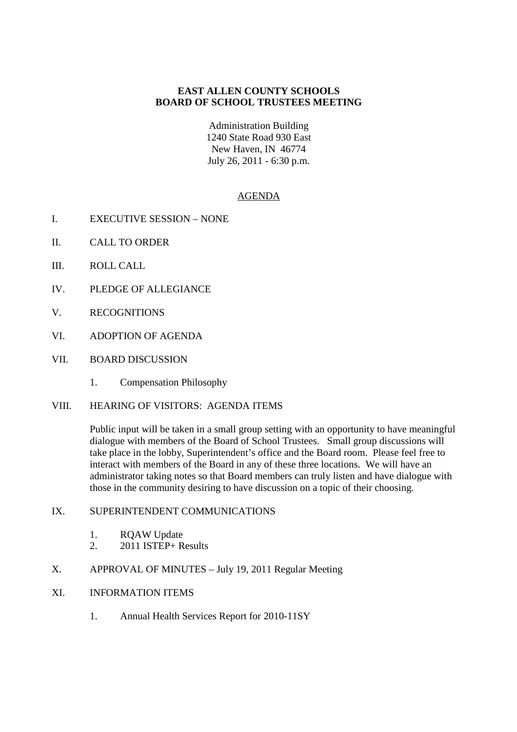**EAST ALLEN COUNTY SCHOOLS**
**BOARD OF SCHOOL TRUSTEES MEETING**

Administration Building
1240 State Road 930 East
New Haven, IN 46774
July 26, 2011 - 6:30 p.m.

AGENDA

I. EXECUTIVE SESSION – NONE

II. CALL TO ORDER

III. ROLL CALL

IV. PLEDGE OF ALLEGIANCE

V. RECOGNITIONS

VI. ADOPTION OF AGENDA

VII. BOARD DISCUSSION

1. Compensation Philosophy

VIII. HEARING OF VISITORS: AGENDA ITEMS

Public input will be taken in a small group setting with an opportunity to have meaningful dialogue with members of the Board of School Trustees. Small group discussions will take place in the lobby, Superintendent's office and the Board room. Please feel free to interact with members of the Board in any of these three locations. We will have an administrator taking notes so that Board members can truly listen and have dialogue with those in the community desiring to have discussion on a topic of their choosing.

IX. SUPERINTENDENT COMMUNICATIONS

1. RQAW Update
2. 2011 ISTEP+ Results

X. APPROVAL OF MINUTES – July 19, 2011 Regular Meeting

XI. INFORMATION ITEMS

1. Annual Health Services Report for 2010-11SY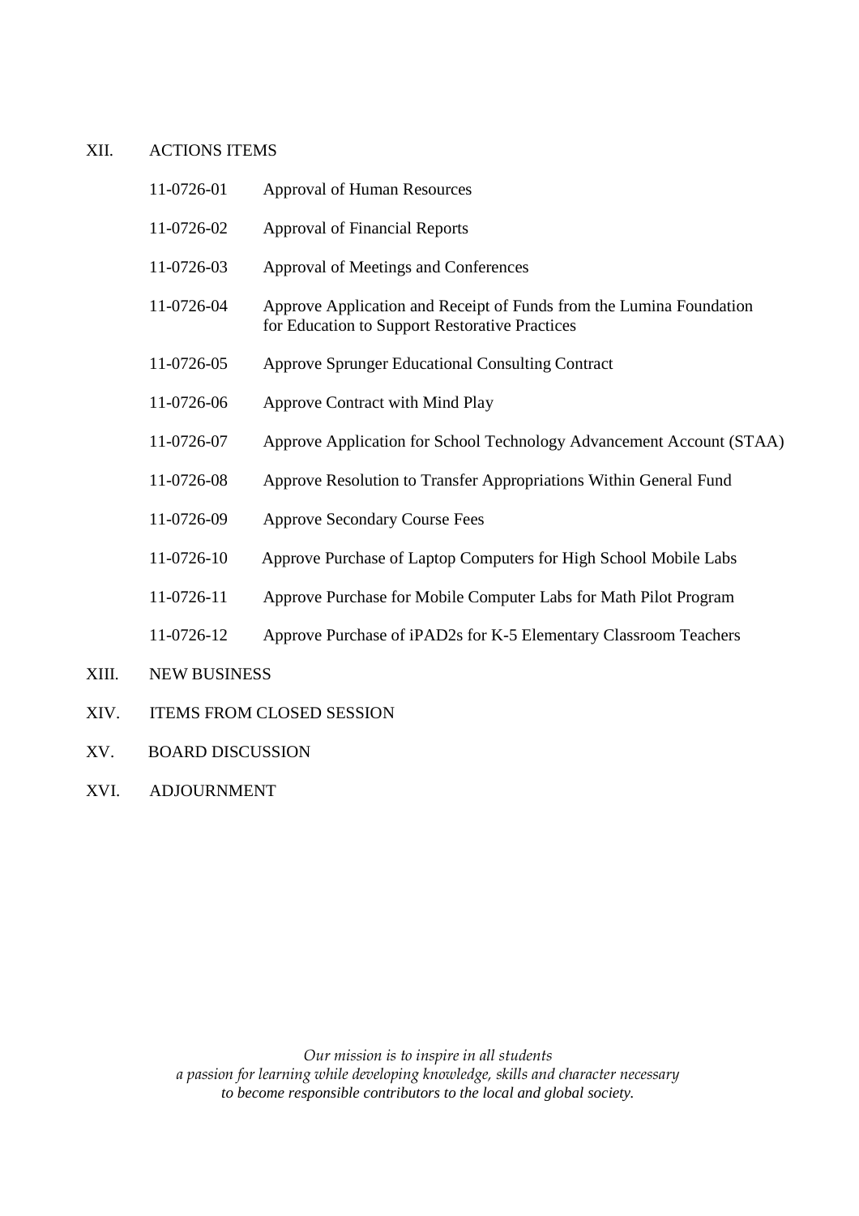XII. ACTIONS ITEMS

- 11-0726-01 Approval of Human Resources
- 11-0726-02 Approval of Financial Reports
- 11-0726-03 Approval of Meetings and Conferences
- 11-0726-04 Approve Application and Receipt of Funds from the Lumina Foundation for Education to Support Restorative Practices
- 11-0726-05 Approve Sprunger Educational Consulting Contract
- 11-0726-06 Approve Contract with Mind Play
- 11-0726-07 Approve Application for School Technology Advancement Account (STAA)
- 11-0726-08 Approve Resolution to Transfer Appropriations Within General Fund
- 11-0726-09 Approve Secondary Course Fees
- 11-0726-10 Approve Purchase of Laptop Computers for High School Mobile Labs
- 11-0726-11 Approve Purchase for Mobile Computer Labs for Math Pilot Program
- 11-0726-12 Approve Purchase of iPAD2s for K-5 Elementary Classroom Teachers

XIII. NEW BUSINESS

XIV. ITEMS FROM CLOSED SESSION

XV. BOARD DISCUSSION

XVI. ADJOURNMENT

*Our mission is to inspire in all students*
*a passion for learning while developing knowledge, skills and character necessary*
*to become responsible contributors to the local and global society.*